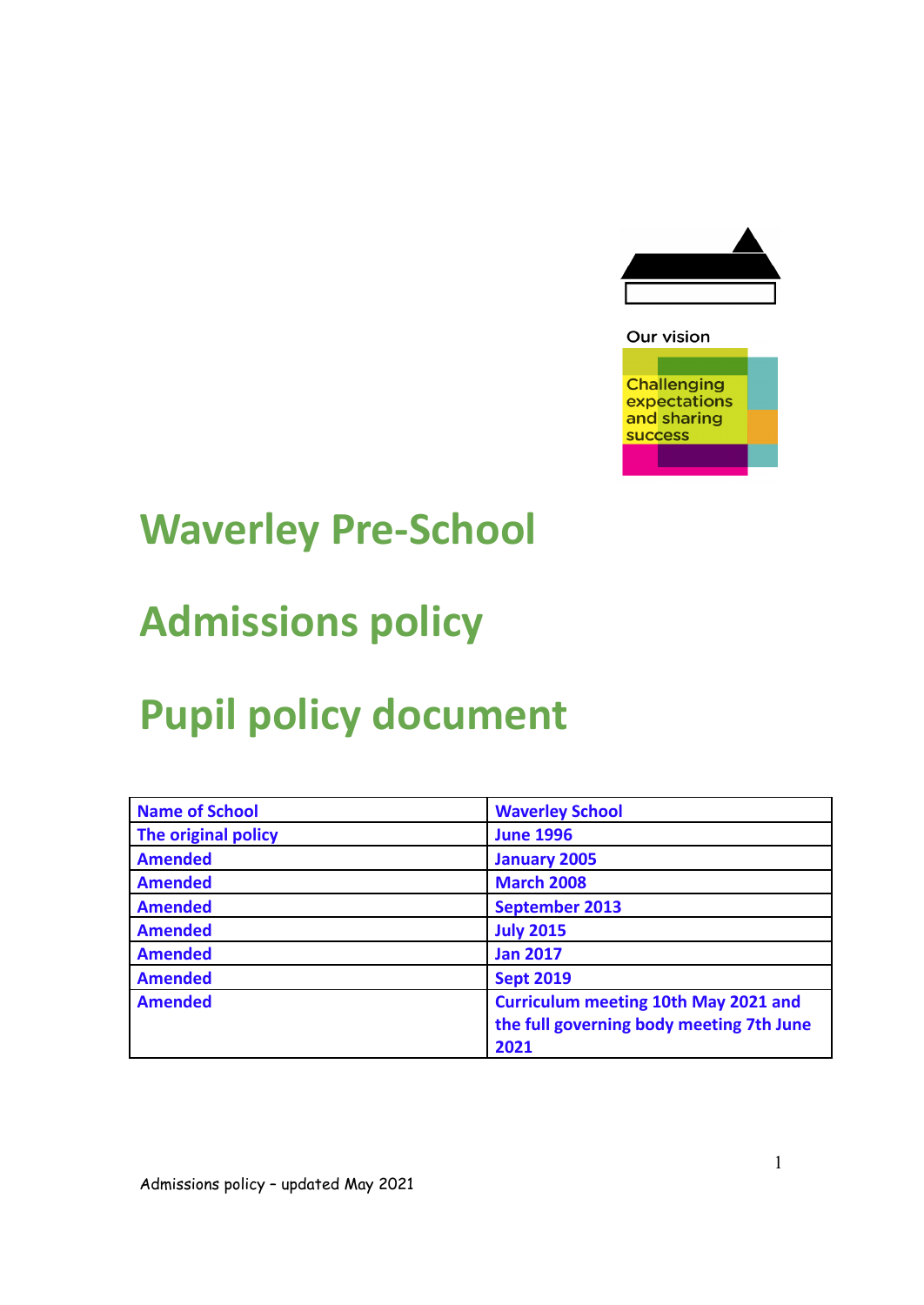Our vision

Challenging expectations and sharing success

# Waverley Pre-School

# Admissions policy

# Pupil policy document

| Name of School | Waverley School |
|---|---|
| The original policy | June 1996 |
| Amended | January 2005 |
| Amended | March 2008 |
| Amended | September 2013 |
| Amended | July 2015 |
| Amended | Jan 2017 |
| Amended | Sept 2019 |
| Amended | Curriculum meeting 10th May 2021 and the full governing body meeting 7th June 2021 |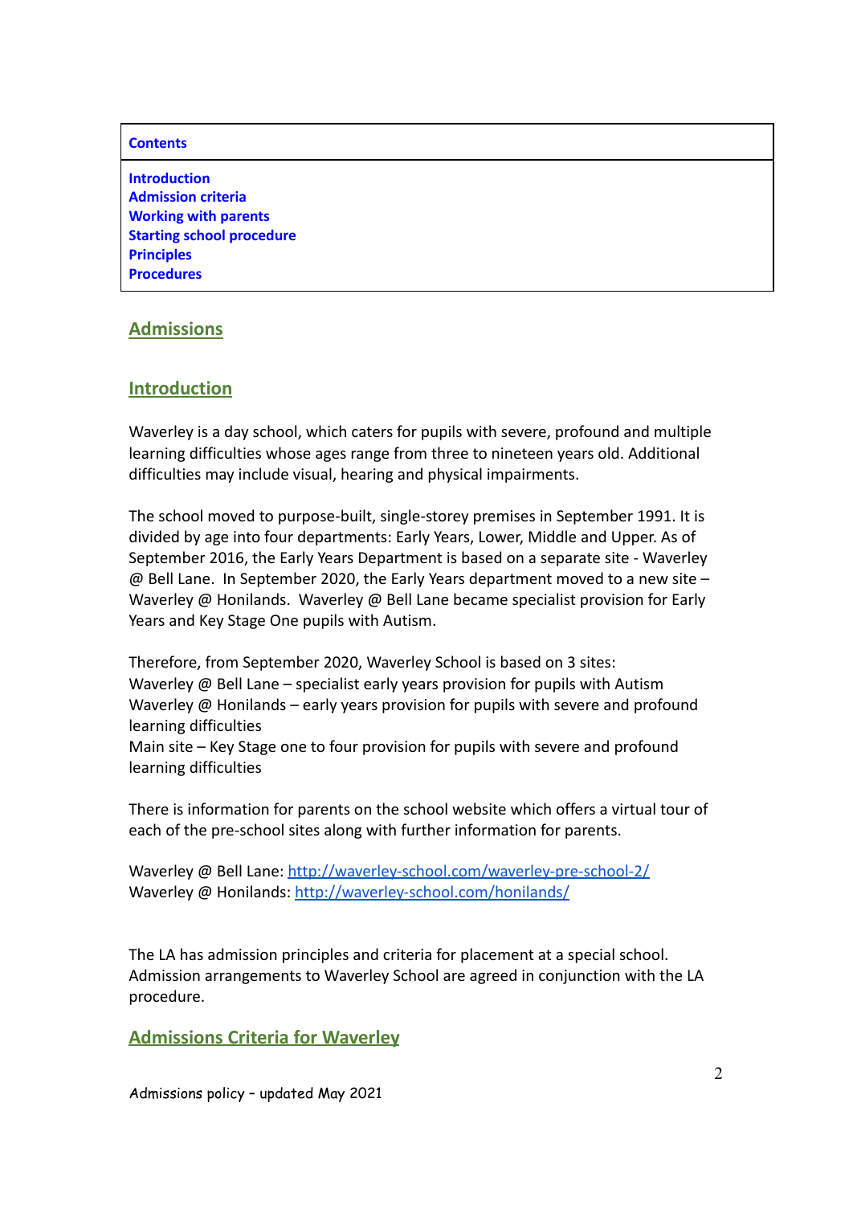| Contents |
| --- |
| Introduction<br>Admission criteria<br>Working with parents<br>Starting school procedure<br>Principles<br>Procedures |

# Admissions

## Introduction

Waverley is a day school, which caters for pupils with severe, profound and multiple learning difficulties whose ages range from three to nineteen years old. Additional difficulties may include visual, hearing and physical impairments.

The school moved to purpose-built, single-storey premises in September 1991. It is divided by age into four departments: Early Years, Lower, Middle and Upper. As of September 2016, the Early Years Department is based on a separate site - Waverley @ Bell Lane. In September 2020, the Early Years department moved to a new site – Waverley @ Honilands. Waverley @ Bell Lane became specialist provision for Early Years and Key Stage One pupils with Autism.

Therefore, from September 2020, Waverley School is based on 3 sites:
Waverley @ Bell Lane – specialist early years provision for pupils with Autism
Waverley @ Honilands – early years provision for pupils with severe and profound learning difficulties
Main site – Key Stage one to four provision for pupils with severe and profound learning difficulties

There is information for parents on the school website which offers a virtual tour of each of the pre-school sites along with further information for parents.

Waverley @ Bell Lane: [http://waverley-school.com/waverley-pre-school-2/](http://waverley-school.com/waverley-pre-school-2/)
Waverley @ Honilands: [http://waverley-school.com/honilands/](http://waverley-school.com/honilands/)

The LA has admission principles and criteria for placement at a special school. Admission arrangements to Waverley School are agreed in conjunction with the LA procedure.

## Admissions Criteria for Waverley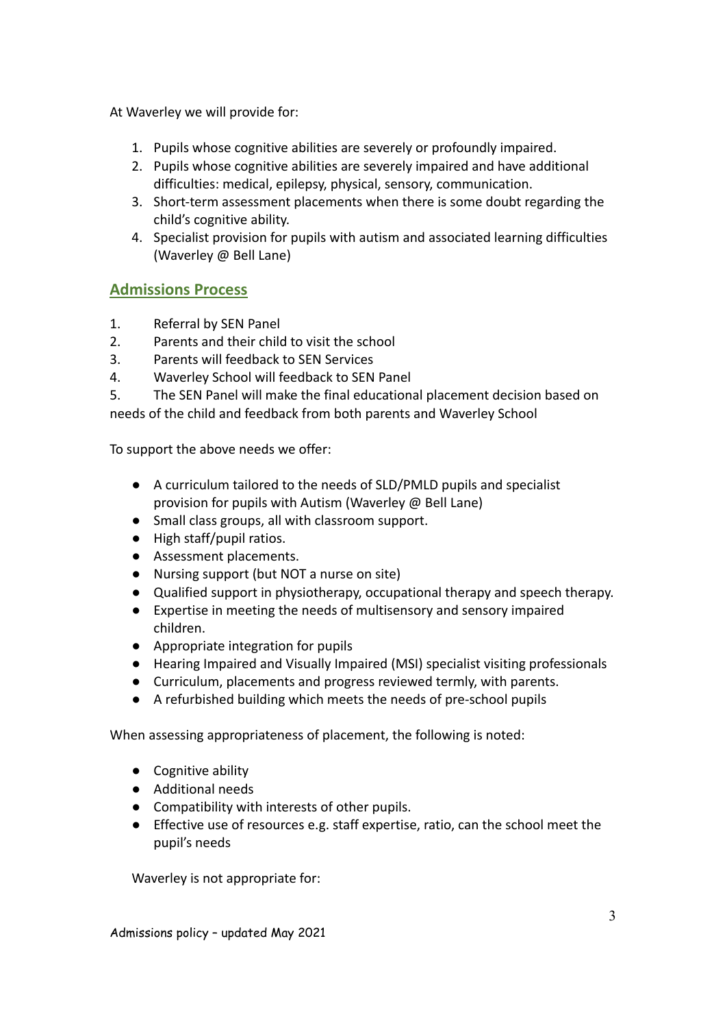At Waverley we will provide for:

1. Pupils whose cognitive abilities are severely or profoundly impaired.
2. Pupils whose cognitive abilities are severely impaired and have additional difficulties: medical, epilepsy, physical, sensory, communication.
3. Short-term assessment placements when there is some doubt regarding the child's cognitive ability.
4. Specialist provision for pupils with autism and associated learning difficulties (Waverley @ Bell Lane)

## Admissions Process

1. Referral by SEN Panel
2. Parents and their child to visit the school
3. Parents will feedback to SEN Services
4. Waverley School will feedback to SEN Panel
5. The SEN Panel will make the final educational placement decision based on needs of the child and feedback from both parents and Waverley School

To support the above needs we offer:

- A curriculum tailored to the needs of SLD/PMLD pupils and specialist provision for pupils with Autism (Waverley @ Bell Lane)
- Small class groups, all with classroom support.
- High staff/pupil ratios.
- Assessment placements.
- Nursing support (but NOT a nurse on site)
- Qualified support in physiotherapy, occupational therapy and speech therapy.
- Expertise in meeting the needs of multisensory and sensory impaired children.
- Appropriate integration for pupils
- Hearing Impaired and Visually Impaired (MSI) specialist visiting professionals
- Curriculum, placements and progress reviewed termly, with parents.
- A refurbished building which meets the needs of pre-school pupils

When assessing appropriateness of placement, the following is noted:

- Cognitive ability
- Additional needs
- Compatibility with interests of other pupils.
- Effective use of resources e.g. staff expertise, ratio, can the school meet the pupil's needs

Waverley is not appropriate for: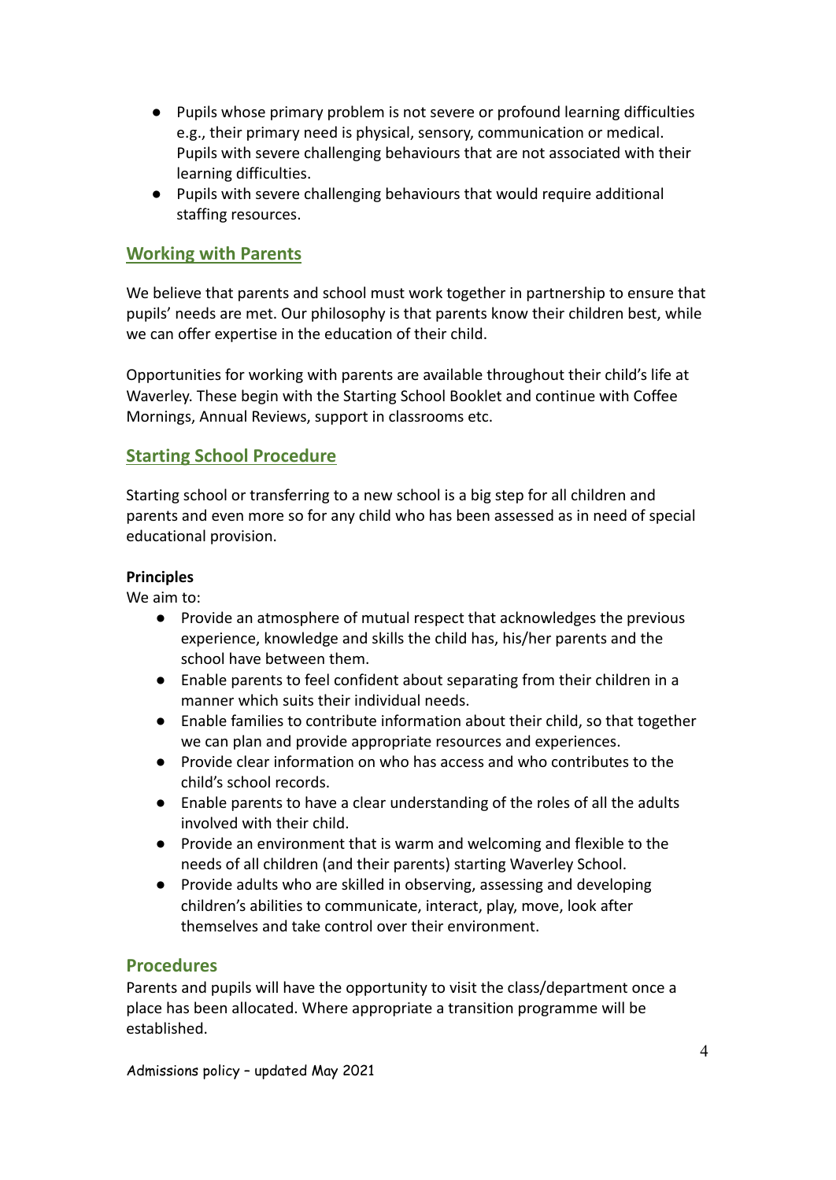- Pupils whose primary problem is not severe or profound learning difficulties e.g., their primary need is physical, sensory, communication or medical. Pupils with severe challenging behaviours that are not associated with their learning difficulties.
- Pupils with severe challenging behaviours that would require additional staffing resources.

## Working with Parents

We believe that parents and school must work together in partnership to ensure that pupils' needs are met. Our philosophy is that parents know their children best, while we can offer expertise in the education of their child.

Opportunities for working with parents are available throughout their child's life at Waverley. These begin with the Starting School Booklet and continue with Coffee Mornings, Annual Reviews, support in classrooms etc.

## Starting School Procedure

Starting school or transferring to a new school is a big step for all children and parents and even more so for any child who has been assessed as in need of special educational provision.

**Principles**

We aim to:

- Provide an atmosphere of mutual respect that acknowledges the previous experience, knowledge and skills the child has, his/her parents and the school have between them.
- Enable parents to feel confident about separating from their children in a manner which suits their individual needs.
- Enable families to contribute information about their child, so that together we can plan and provide appropriate resources and experiences.
- Provide clear information on who has access and who contributes to the child's school records.
- Enable parents to have a clear understanding of the roles of all the adults involved with their child.
- Provide an environment that is warm and welcoming and flexible to the needs of all children (and their parents) starting Waverley School.
- Provide adults who are skilled in observing, assessing and developing children's abilities to communicate, interact, play, move, look after themselves and take control over their environment.

## Procedures

Parents and pupils will have the opportunity to visit the class/department once a place has been allocated. Where appropriate a transition programme will be established.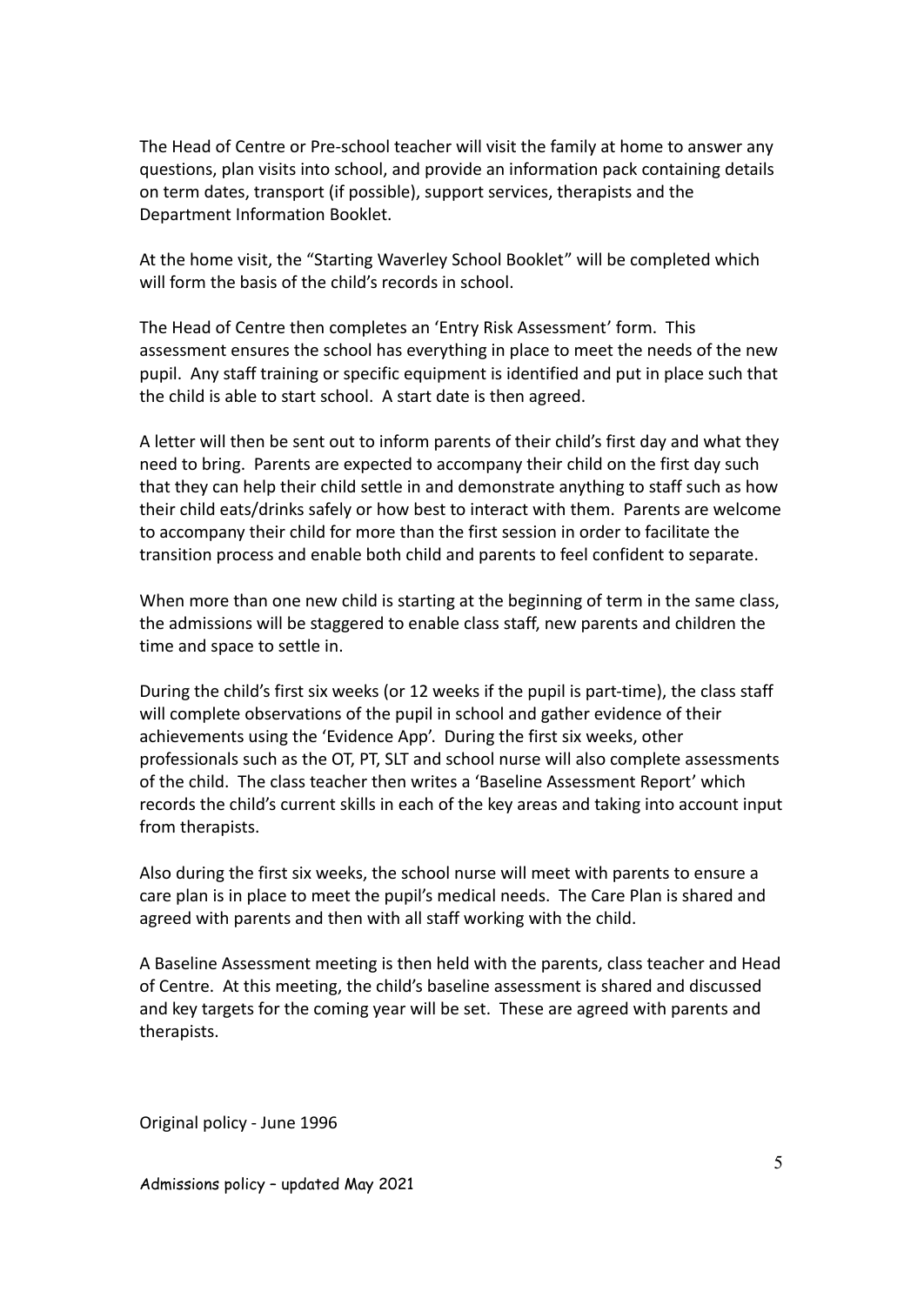The Head of Centre or Pre-school teacher will visit the family at home to answer any questions, plan visits into school, and provide an information pack containing details on term dates, transport (if possible), support services, therapists and the Department Information Booklet.

At the home visit, the "Starting Waverley School Booklet" will be completed which will form the basis of the child's records in school.

The Head of Centre then completes an 'Entry Risk Assessment' form. This assessment ensures the school has everything in place to meet the needs of the new pupil. Any staff training or specific equipment is identified and put in place such that the child is able to start school. A start date is then agreed.

A letter will then be sent out to inform parents of their child's first day and what they need to bring. Parents are expected to accompany their child on the first day such that they can help their child settle in and demonstrate anything to staff such as how their child eats/drinks safely or how best to interact with them. Parents are welcome to accompany their child for more than the first session in order to facilitate the transition process and enable both child and parents to feel confident to separate.

When more than one new child is starting at the beginning of term in the same class, the admissions will be staggered to enable class staff, new parents and children the time and space to settle in.

During the child's first six weeks (or 12 weeks if the pupil is part-time), the class staff will complete observations of the pupil in school and gather evidence of their achievements using the 'Evidence App'. During the first six weeks, other professionals such as the OT, PT, SLT and school nurse will also complete assessments of the child. The class teacher then writes a 'Baseline Assessment Report' which records the child's current skills in each of the key areas and taking into account input from therapists.

Also during the first six weeks, the school nurse will meet with parents to ensure a care plan is in place to meet the pupil's medical needs. The Care Plan is shared and agreed with parents and then with all staff working with the child.

A Baseline Assessment meeting is then held with the parents, class teacher and Head of Centre. At this meeting, the child's baseline assessment is shared and discussed and key targets for the coming year will be set. These are agreed with parents and therapists.

Original policy - June 1996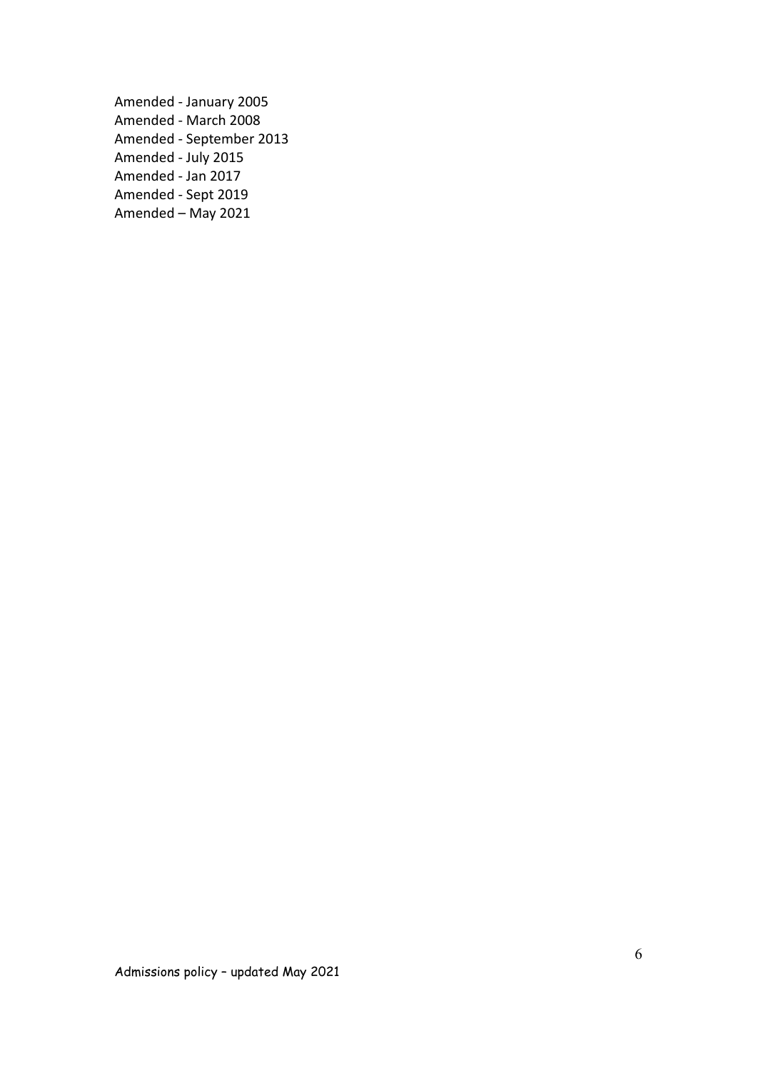Amended - January 2005
Amended - March 2008
Amended - September 2013
Amended - July 2015
Amended - Jan 2017
Amended - Sept 2019
Amended – May 2021